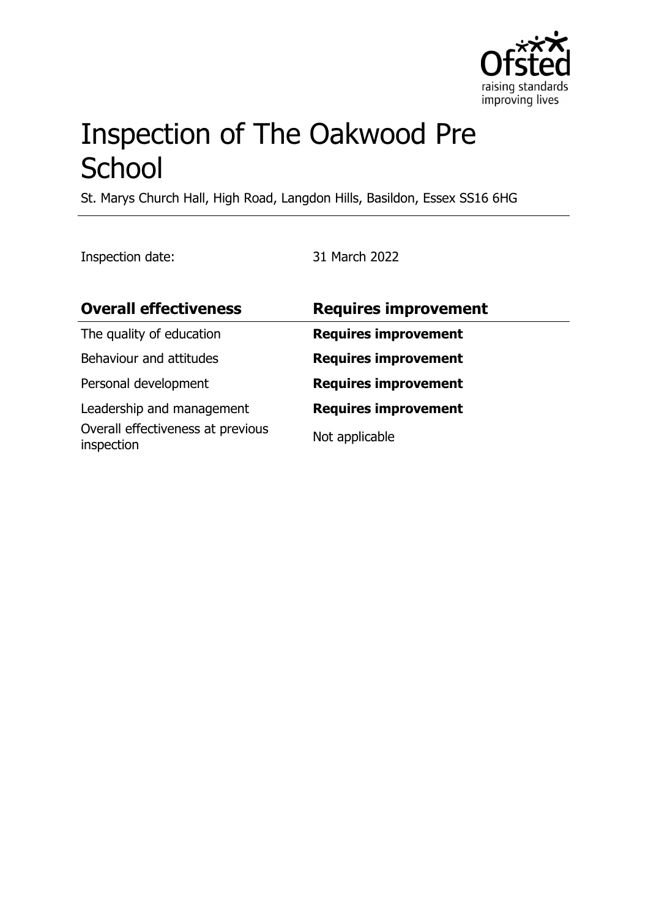# Inspection of The Oakwood Pre School

St. Marys Church Hall, High Road, Langdon Hills, Basildon, Essex SS16 6HG

Inspection date: 31 March 2022

| Overall effectiveness | Requires improvement |
| --- | --- |
| The quality of education | **Requires improvement** |
| Behaviour and attitudes | **Requires improvement** |
| Personal development | **Requires improvement** |
| Leadership and management | **Requires improvement** |
| Overall effectiveness at previous inspection | Not applicable |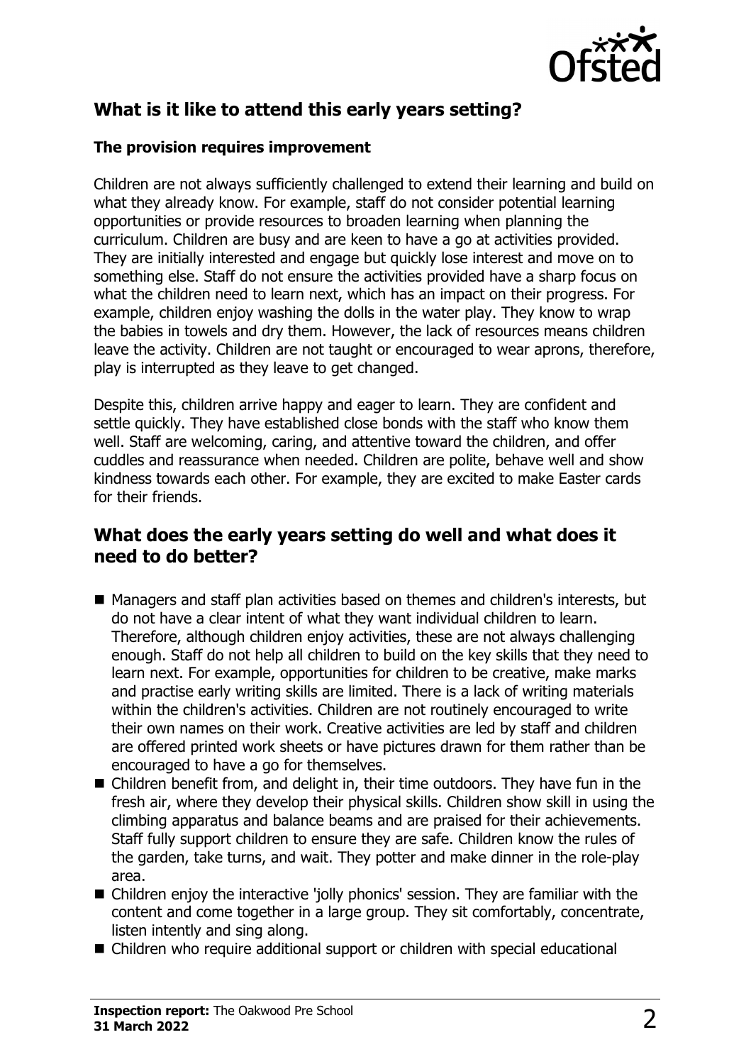## What is it like to attend this early years setting?

### The provision requires improvement

Children are not always sufficiently challenged to extend their learning and build on what they already know. For example, staff do not consider potential learning opportunities or provide resources to broaden learning when planning the curriculum. Children are busy and are keen to have a go at activities provided. They are initially interested and engage but quickly lose interest and move on to something else. Staff do not ensure the activities provided have a sharp focus on what the children need to learn next, which has an impact on their progress. For example, children enjoy washing the dolls in the water play. They know to wrap the babies in towels and dry them. However, the lack of resources means children leave the activity. Children are not taught or encouraged to wear aprons, therefore, play is interrupted as they leave to get changed.

Despite this, children arrive happy and eager to learn. They are confident and settle quickly. They have established close bonds with the staff who know them well. Staff are welcoming, caring, and attentive toward the children, and offer cuddles and reassurance when needed. Children are polite, behave well and show kindness towards each other. For example, they are excited to make Easter cards for their friends.

## What does the early years setting do well and what does it need to do better?

- Managers and staff plan activities based on themes and children's interests, but do not have a clear intent of what they want individual children to learn. Therefore, although children enjoy activities, these are not always challenging enough. Staff do not help all children to build on the key skills that they need to learn next. For example, opportunities for children to be creative, make marks and practise early writing skills are limited. There is a lack of writing materials within the children's activities. Children are not routinely encouraged to write their own names on their work. Creative activities are led by staff and children are offered printed work sheets or have pictures drawn for them rather than be encouraged to have a go for themselves.
- Children benefit from, and delight in, their time outdoors. They have fun in the fresh air, where they develop their physical skills. Children show skill in using the climbing apparatus and balance beams and are praised for their achievements. Staff fully support children to ensure they are safe. Children know the rules of the garden, take turns, and wait. They potter and make dinner in the role-play area.
- Children enjoy the interactive 'jolly phonics' session. They are familiar with the content and come together in a large group. They sit comfortably, concentrate, listen intently and sing along.
- Children who require additional support or children with special educational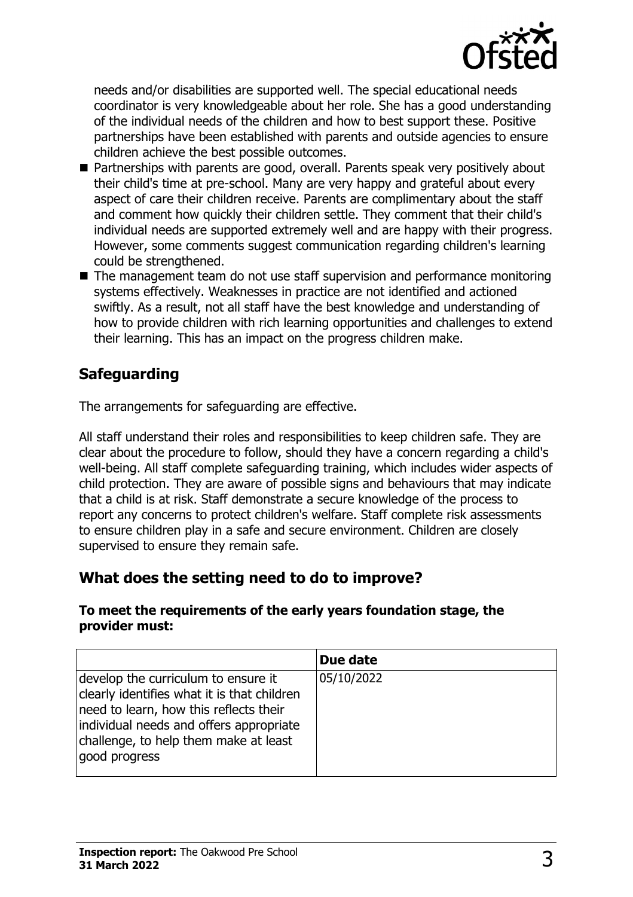needs and/or disabilities are supported well. The special educational needs coordinator is very knowledgeable about her role. She has a good understanding of the individual needs of the children and how to best support these. Positive partnerships have been established with parents and outside agencies to ensure children achieve the best possible outcomes.

- Partnerships with parents are good, overall. Parents speak very positively about their child's time at pre-school. Many are very happy and grateful about every aspect of care their children receive. Parents are complimentary about the staff and comment how quickly their children settle. They comment that their child's individual needs are supported extremely well and are happy with their progress. However, some comments suggest communication regarding children's learning could be strengthened.
- The management team do not use staff supervision and performance monitoring systems effectively. Weaknesses in practice are not identified and actioned swiftly. As a result, not all staff have the best knowledge and understanding of how to provide children with rich learning opportunities and challenges to extend their learning. This has an impact on the progress children make.

## Safeguarding

The arrangements for safeguarding are effective.

All staff understand their roles and responsibilities to keep children safe. They are clear about the procedure to follow, should they have a concern regarding a child's well-being. All staff complete safeguarding training, which includes wider aspects of child protection. They are aware of possible signs and behaviours that may indicate that a child is at risk. Staff demonstrate a secure knowledge of the process to report any concerns to protect children's welfare. Staff complete risk assessments to ensure children play in a safe and secure environment. Children are closely supervised to ensure they remain safe.

## What does the setting need to do to improve?

**To meet the requirements of the early years foundation stage, the provider must:**

| | Due date |
|---|---|
| develop the curriculum to ensure it clearly identifies what it is that children need to learn, how this reflects their individual needs and offers appropriate challenge, to help them make at least good progress | 05/10/2022 |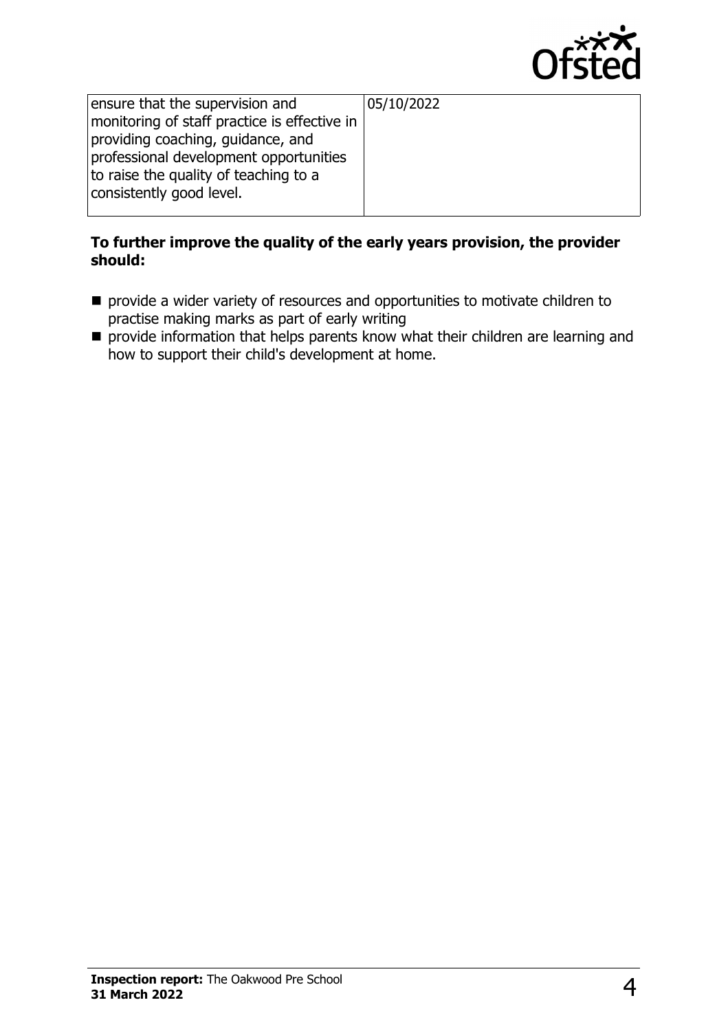| | |
|---|---|
| ensure that the supervision and monitoring of staff practice is effective in providing coaching, guidance, and professional development opportunities to raise the quality of teaching to a consistently good level. | 05/10/2022 |

**To further improve the quality of the early years provision, the provider should:**

- provide a wider variety of resources and opportunities to motivate children to practise making marks as part of early writing
- provide information that helps parents know what their children are learning and how to support their child's development at home.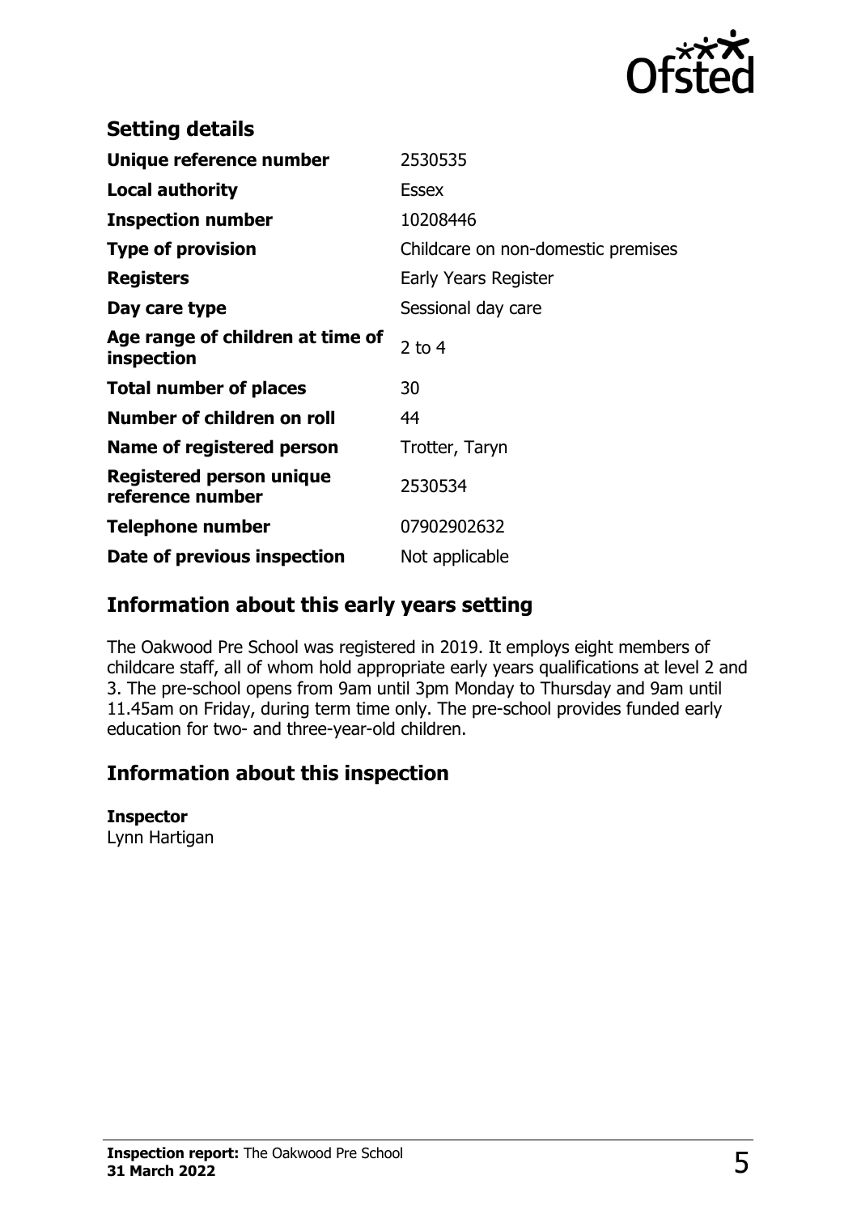## Setting details

| | |
|---|---|
| **Unique reference number** | 2530535 |
| **Local authority** | Essex |
| **Inspection number** | 10208446 |
| **Type of provision** | Childcare on non-domestic premises |
| **Registers** | Early Years Register |
| **Day care type** | Sessional day care |
| **Age range of children at time of inspection** | 2 to 4 |
| **Total number of places** | 30 |
| **Number of children on roll** | 44 |
| **Name of registered person** | Trotter, Taryn |
| **Registered person unique reference number** | 2530534 |
| **Telephone number** | 07902902632 |
| **Date of previous inspection** | Not applicable |

## Information about this early years setting

The Oakwood Pre School was registered in 2019. It employs eight members of childcare staff, all of whom hold appropriate early years qualifications at level 2 and 3. The pre-school opens from 9am until 3pm Monday to Thursday and 9am until 11.45am on Friday, during term time only. The pre-school provides funded early education for two- and three-year-old children.

## Information about this inspection

**Inspector**
Lynn Hartigan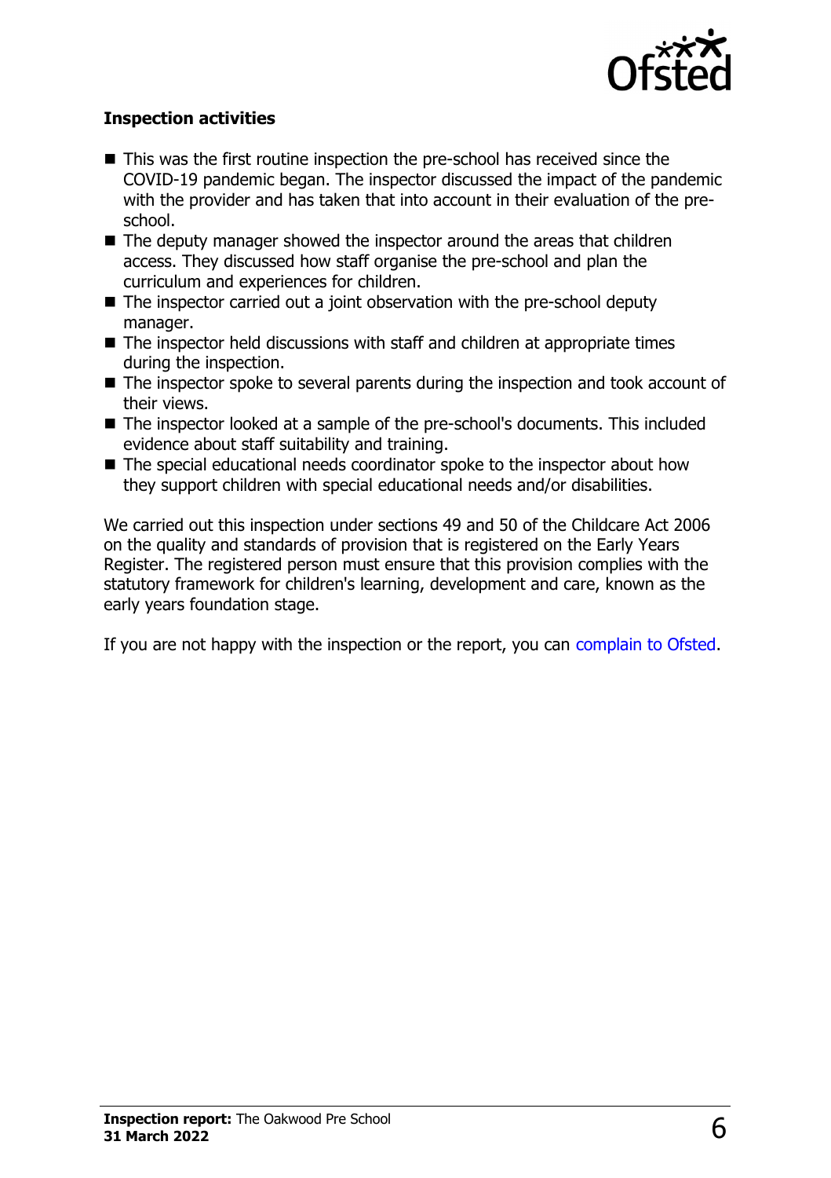**Inspection activities**

- This was the first routine inspection the pre-school has received since the COVID-19 pandemic began. The inspector discussed the impact of the pandemic with the provider and has taken that into account in their evaluation of the pre-school.
- The deputy manager showed the inspector around the areas that children access. They discussed how staff organise the pre-school and plan the curriculum and experiences for children.
- The inspector carried out a joint observation with the pre-school deputy manager.
- The inspector held discussions with staff and children at appropriate times during the inspection.
- The inspector spoke to several parents during the inspection and took account of their views.
- The inspector looked at a sample of the pre-school's documents. This included evidence about staff suitability and training.
- The special educational needs coordinator spoke to the inspector about how they support children with special educational needs and/or disabilities.

We carried out this inspection under sections 49 and 50 of the Childcare Act 2006 on the quality and standards of provision that is registered on the Early Years Register. The registered person must ensure that this provision complies with the statutory framework for children's learning, development and care, known as the early years foundation stage.

If you are not happy with the inspection or the report, you can complain to Ofsted.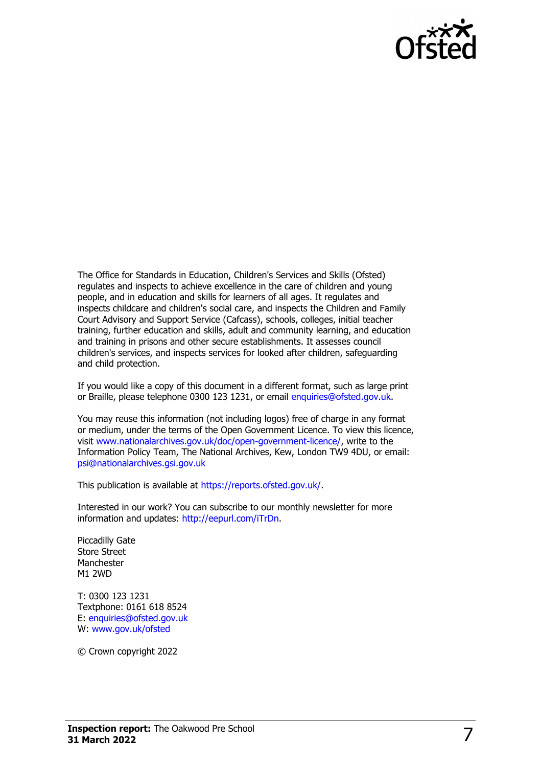The Office for Standards in Education, Children's Services and Skills (Ofsted) regulates and inspects to achieve excellence in the care of children and young people, and in education and skills for learners of all ages. It regulates and inspects childcare and children's social care, and inspects the Children and Family Court Advisory and Support Service (Cafcass), schools, colleges, initial teacher training, further education and skills, adult and community learning, and education and training in prisons and other secure establishments. It assesses council children's services, and inspects services for looked after children, safeguarding and child protection.

If you would like a copy of this document in a different format, such as large print or Braille, please telephone 0300 123 1231, or email enquiries@ofsted.gov.uk.

You may reuse this information (not including logos) free of charge in any format or medium, under the terms of the Open Government Licence. To view this licence, visit www.nationalarchives.gov.uk/doc/open-government-licence/, write to the Information Policy Team, The National Archives, Kew, London TW9 4DU, or email: psi@nationalarchives.gsi.gov.uk

This publication is available at https://reports.ofsted.gov.uk/.

Interested in our work? You can subscribe to our monthly newsletter for more information and updates: http://eepurl.com/iTrDn.

Piccadilly Gate
Store Street
Manchester
M1 2WD

T: 0300 123 1231
Textphone: 0161 618 8524
E: enquiries@ofsted.gov.uk
W: www.gov.uk/ofsted

© Crown copyright 2022